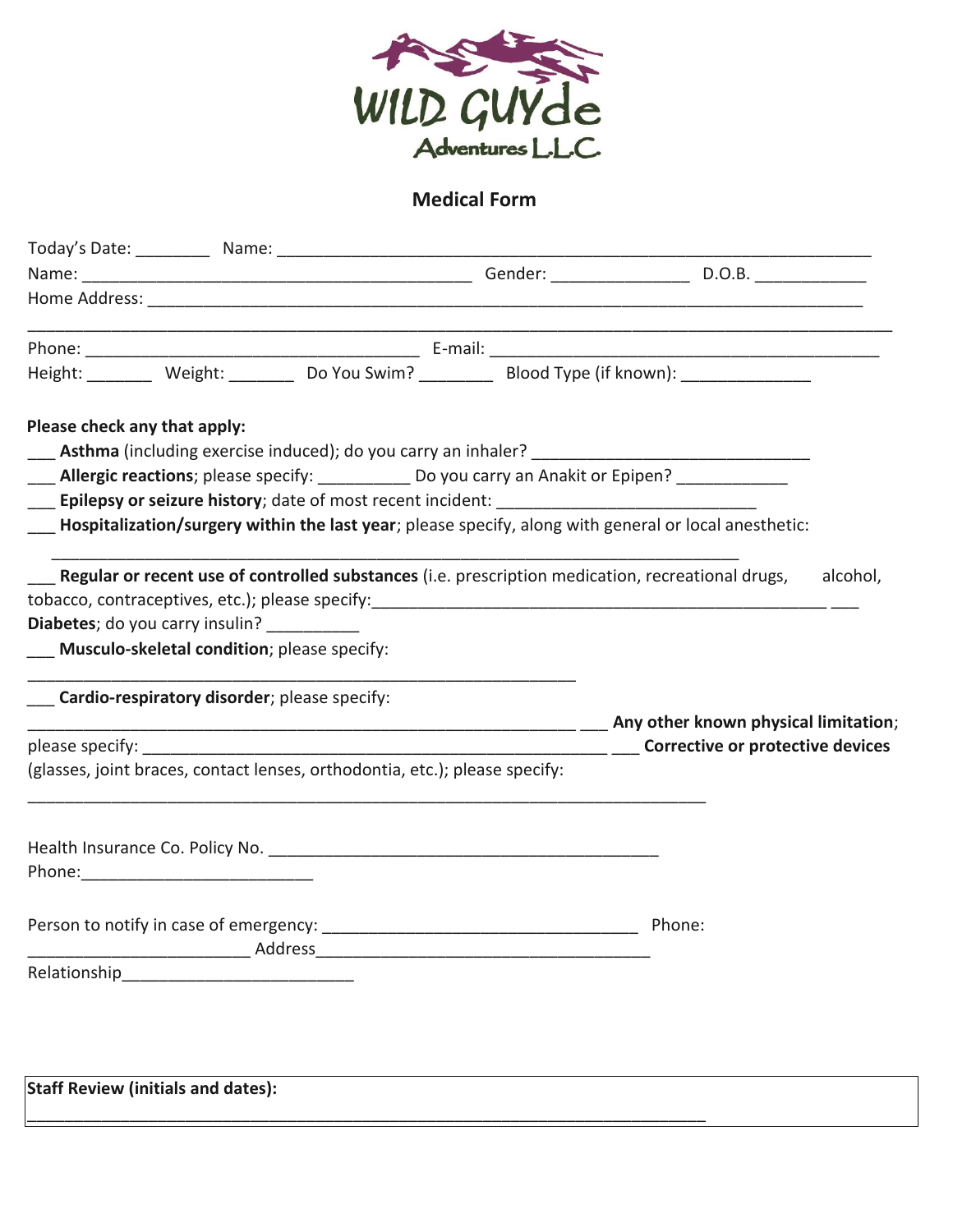WILD GUYde Adventures L.L.C.

## Medical Form

Today's Date: ________ Name: ______________________________________________________________________

Name: __________________________________________ Gender: _______________ D.O.B. ____________

Home Address: ______________________________________________________________________________

____________________________________________________________________________________________

Phone: ____________________________________ E-mail: ______________________________________

Height: _______ Weight: _______ Do You Swim? ________ Blood Type (if known): ______________

**Please check any that apply:**

___ **Asthma** (including exercise induced); do you carry an inhaler? ______________________________

___ **Allergic reactions**; please specify: __________ Do you carry an Anakit or Epipen? ____________

___ **Epilepsy or seizure history**; date of most recent incident: ____________________________

___ **Hospitalization/surgery within the last year**; please specify, along with general or local anesthetic:

____________________________________________________________________________

___ **Regular or recent use of controlled substances** (i.e. prescription medication, recreational drugs, alcohol, tobacco, contraceptives, etc.); please specify:_________________________________________________ ___ **Diabetes**; do you carry insulin? __________

___ **Musculo-skeletal condition**; please specify:

____________________________________________________________

___ **Cardio-respiratory disorder**; please specify:

____________________________________________________________ ___ **Any other known physical limitation**; please specify: ______________________________________________________ ___ **Corrective or protective devices** (glasses, joint braces, contact lenses, orthodontia, etc.); please specify:

___________________________________________________________________________

Health Insurance Co. Policy No. ___________________________________________

Phone:_________________________

Person to notify in case of emergency: ___________________________________ Phone: ________________________ Address____________________________________

Relationship_________________________

**Staff Review (initials and dates):**

___________________________________________________________________________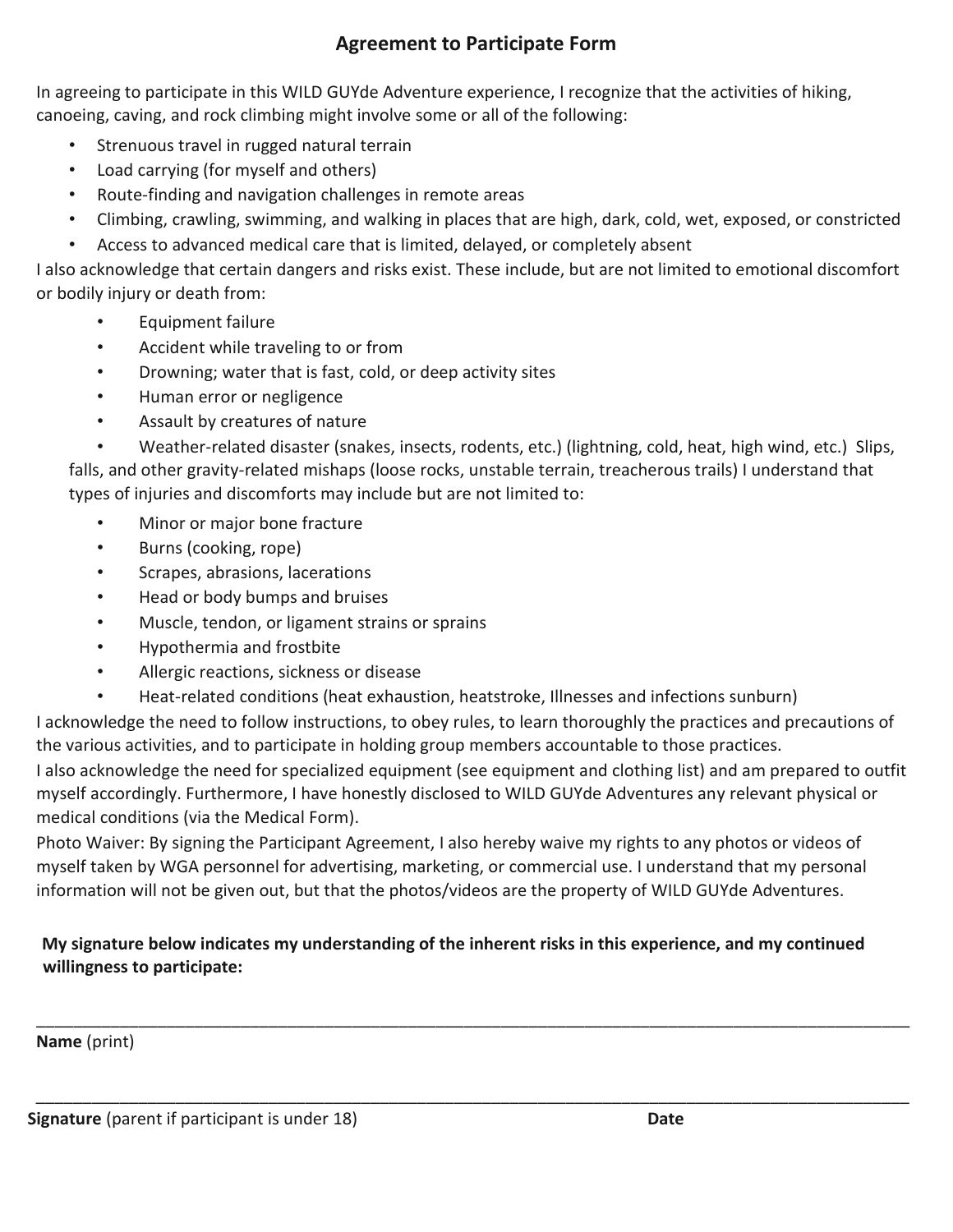## Agreement to Participate Form

In agreeing to participate in this WILD GUYde Adventure experience, I recognize that the activities of hiking, canoeing, caving, and rock climbing might involve some or all of the following:

- Strenuous travel in rugged natural terrain
- Load carrying (for myself and others)
- Route-finding and navigation challenges in remote areas
- Climbing, crawling, swimming, and walking in places that are high, dark, cold, wet, exposed, or constricted
- Access to advanced medical care that is limited, delayed, or completely absent

I also acknowledge that certain dangers and risks exist. These include, but are not limited to emotional discomfort or bodily injury or death from:

- Equipment failure
- Accident while traveling to or from
- Drowning; water that is fast, cold, or deep activity sites
- Human error or negligence
- Assault by creatures of nature
- Weather-related disaster (snakes, insects, rodents, etc.) (lightning, cold, heat, high wind, etc.) Slips, falls, and other gravity-related mishaps (loose rocks, unstable terrain, treacherous trails) I understand that types of injuries and discomforts may include but are not limited to:

- Minor or major bone fracture
- Burns (cooking, rope)
- Scrapes, abrasions, lacerations
- Head or body bumps and bruises
- Muscle, tendon, or ligament strains or sprains
- Hypothermia and frostbite
- Allergic reactions, sickness or disease
- Heat-related conditions (heat exhaustion, heatstroke, Illnesses and infections sunburn)

I acknowledge the need to follow instructions, to obey rules, to learn thoroughly the practices and precautions of the various activities, and to participate in holding group members accountable to those practices.

I also acknowledge the need for specialized equipment (see equipment and clothing list) and am prepared to outfit myself accordingly. Furthermore, I have honestly disclosed to WILD GUYde Adventures any relevant physical or medical conditions (via the Medical Form).

Photo Waiver: By signing the Participant Agreement, I also hereby waive my rights to any photos or videos of myself taken by WGA personnel for advertising, marketing, or commercial use. I understand that my personal information will not be given out, but that the photos/videos are the property of WILD GUYde Adventures.

**My signature below indicates my understanding of the inherent risks in this experience, and my continued willingness to participate:**

______________________________________________________________________________

**Name** (print)

______________________________________________________________________________

**Signature** (parent if participant is under 18) **Date**